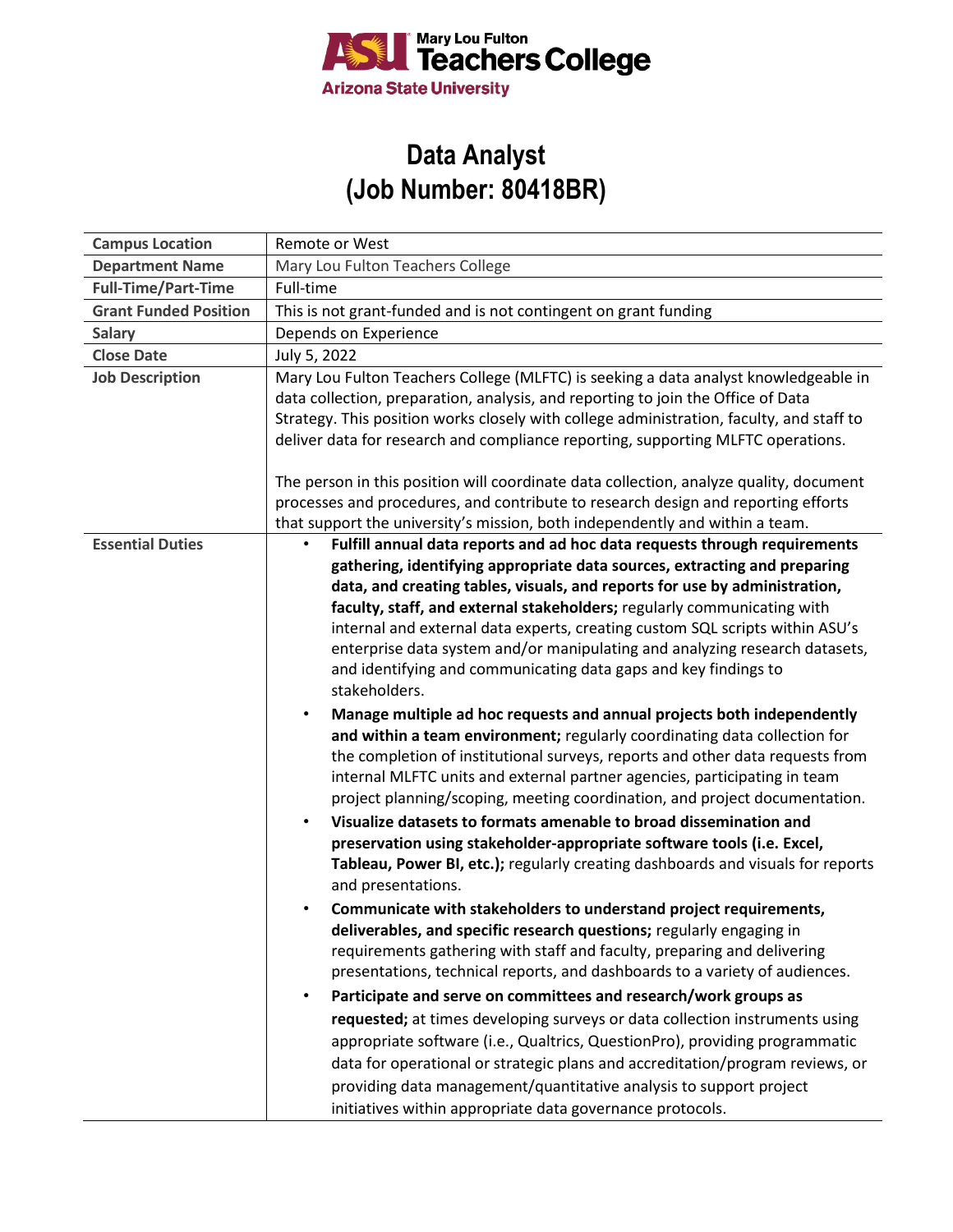Mary Lou Fulton Teachers College
Arizona State University

# Data Analyst
# (Job Number: 80418BR)

| | |
|---|---|
| **Campus Location** | Remote or West |
| **Department Name** | Mary Lou Fulton Teachers College |
| **Full-Time/Part-Time** | Full-time |
| **Grant Funded Position** | This is not grant-funded and is not contingent on grant funding |
| **Salary** | Depends on Experience |
| **Close Date** | July 5, 2022 |
| **Job Description** | Mary Lou Fulton Teachers College (MLFTC) is seeking a data analyst knowledgeable in data collection, preparation, analysis, and reporting to join the Office of Data Strategy. This position works closely with college administration, faculty, and staff to deliver data for research and compliance reporting, supporting MLFTC operations.<br><br>The person in this position will coordinate data collection, analyze quality, document processes and procedures, and contribute to research design and reporting efforts that support the university's mission, both independently and within a team. |
| **Essential Duties** | • **Fulfill annual data reports and ad hoc data requests through requirements gathering, identifying appropriate data sources, extracting and preparing data, and creating tables, visuals, and reports for use by administration, faculty, staff, and external stakeholders;** regularly communicating with internal and external data experts, creating custom SQL scripts within ASU's enterprise data system and/or manipulating and analyzing research datasets, and identifying and communicating data gaps and key findings to stakeholders.<br>• **Manage multiple ad hoc requests and annual projects both independently and within a team environment;** regularly coordinating data collection for the completion of institutional surveys, reports and other data requests from internal MLFTC units and external partner agencies, participating in team project planning/scoping, meeting coordination, and project documentation.<br>• **Visualize datasets to formats amenable to broad dissemination and preservation using stakeholder-appropriate software tools (i.e. Excel, Tableau, Power BI, etc.);** regularly creating dashboards and visuals for reports and presentations.<br>• **Communicate with stakeholders to understand project requirements, deliverables, and specific research questions;** regularly engaging in requirements gathering with staff and faculty, preparing and delivering presentations, technical reports, and dashboards to a variety of audiences.<br>• **Participate and serve on committees and research/work groups as requested;** at times developing surveys or data collection instruments using appropriate software (i.e., Qualtrics, QuestionPro), providing programmatic data for operational or strategic plans and accreditation/program reviews, or providing data management/quantitative analysis to support project initiatives within appropriate data governance protocols. |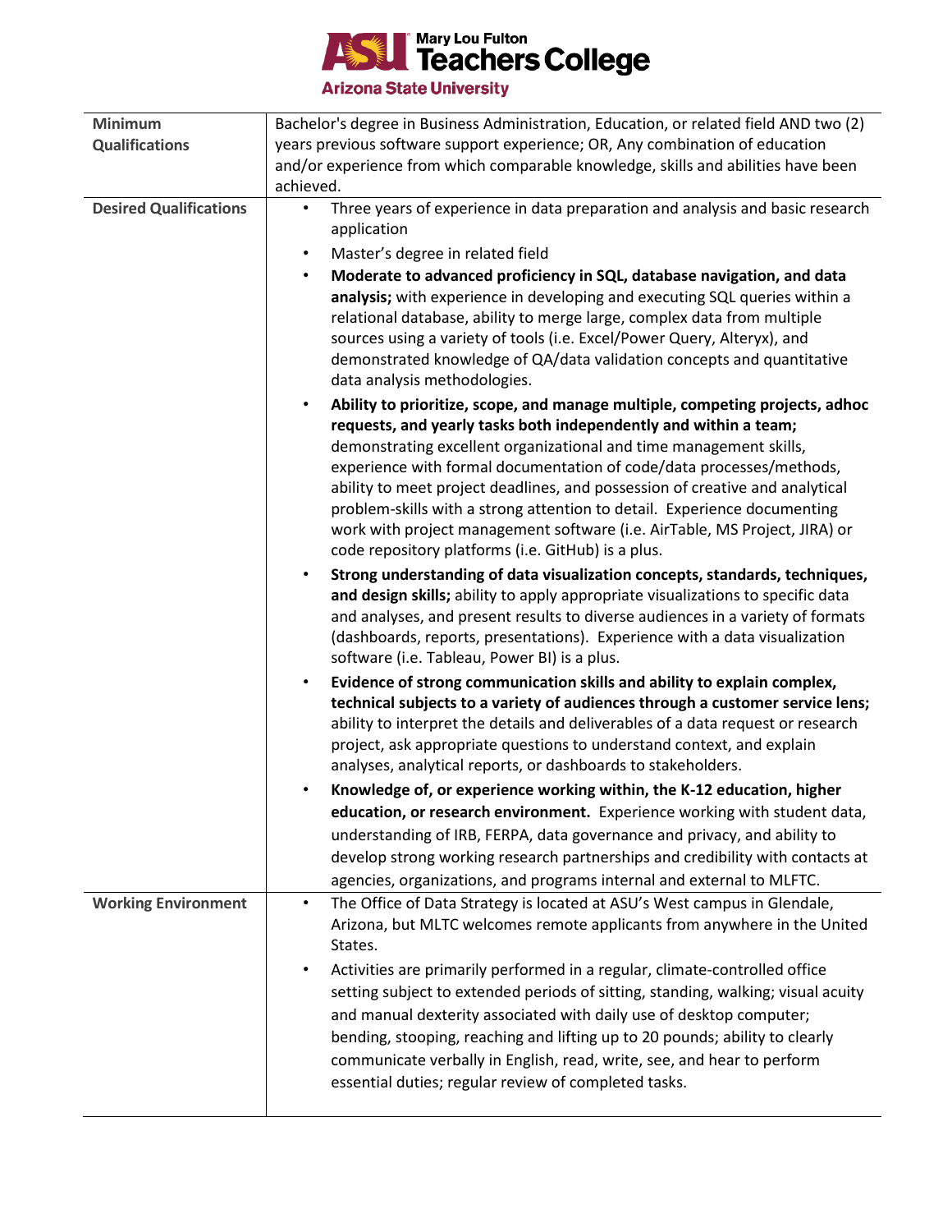| | |
|---|---|
| **Minimum Qualifications** | Bachelor's degree in Business Administration, Education, or related field AND two (2) years previous software support experience; OR, Any combination of education and/or experience from which comparable knowledge, skills and abilities have been achieved. |
| **Desired Qualifications** | • Three years of experience in data preparation and analysis and basic research application<br>• Master's degree in related field<br>• **Moderate to advanced proficiency in SQL, database navigation, and data analysis;** with experience in developing and executing SQL queries within a relational database, ability to merge large, complex data from multiple sources using a variety of tools (i.e. Excel/Power Query, Alteryx), and demonstrated knowledge of QA/data validation concepts and quantitative data analysis methodologies.<br>• **Ability to prioritize, scope, and manage multiple, competing projects, adhoc requests, and yearly tasks both independently and within a team;** demonstrating excellent organizational and time management skills, experience with formal documentation of code/data processes/methods, ability to meet project deadlines, and possession of creative and analytical problem-skills with a strong attention to detail. Experience documenting work with project management software (i.e. AirTable, MS Project, JIRA) or code repository platforms (i.e. GitHub) is a plus.<br>• **Strong understanding of data visualization concepts, standards, techniques, and design skills;** ability to apply appropriate visualizations to specific data and analyses, and present results to diverse audiences in a variety of formats (dashboards, reports, presentations). Experience with a data visualization software (i.e. Tableau, Power BI) is a plus.<br>• **Evidence of strong communication skills and ability to explain complex, technical subjects to a variety of audiences through a customer service lens;** ability to interpret the details and deliverables of a data request or research project, ask appropriate questions to understand context, and explain analyses, analytical reports, or dashboards to stakeholders.<br>• **Knowledge of, or experience working within, the K-12 education, higher education, or research environment.** Experience working with student data, understanding of IRB, FERPA, data governance and privacy, and ability to develop strong working research partnerships and credibility with contacts at agencies, organizations, and programs internal and external to MLFTC. |
| **Working Environment** | • The Office of Data Strategy is located at ASU's West campus in Glendale, Arizona, but MLTC welcomes remote applicants from anywhere in the United States.<br>• Activities are primarily performed in a regular, climate-controlled office setting subject to extended periods of sitting, standing, walking; visual acuity and manual dexterity associated with daily use of desktop computer; bending, stooping, reaching and lifting up to 20 pounds; ability to clearly communicate verbally in English, read, write, see, and hear to perform essential duties; regular review of completed tasks. |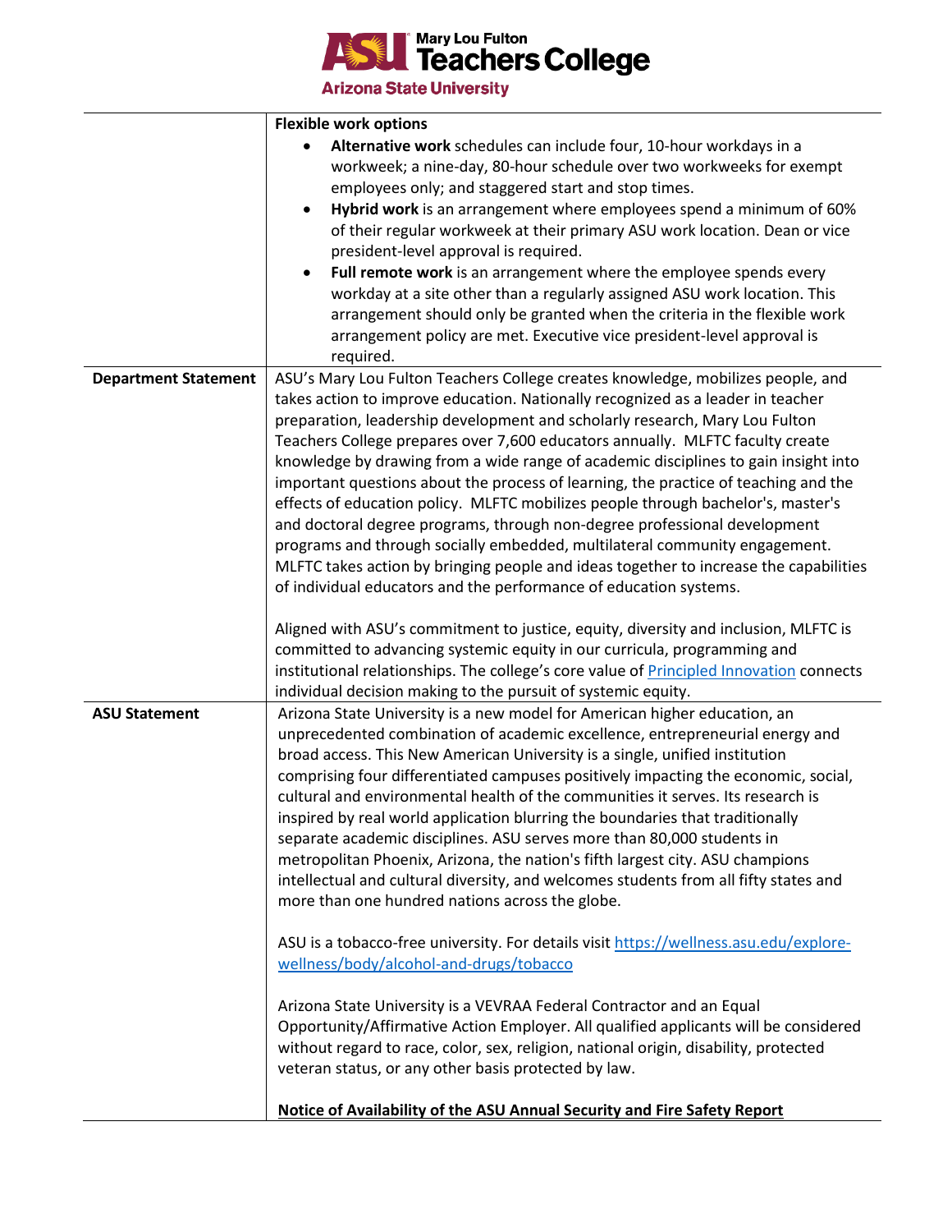| | |
|---|---|
| | **Flexible work options**<br>• **Alternative work** schedules can include four, 10-hour workdays in a workweek; a nine-day, 80-hour schedule over two workweeks for exempt employees only; and staggered start and stop times.<br>• **Hybrid work** is an arrangement where employees spend a minimum of 60% of their regular workweek at their primary ASU work location. Dean or vice president-level approval is required.<br>• **Full remote work** is an arrangement where the employee spends every workday at a site other than a regularly assigned ASU work location. This arrangement should only be granted when the criteria in the flexible work arrangement policy are met. Executive vice president-level approval is required. |
| **Department Statement** | ASU's Mary Lou Fulton Teachers College creates knowledge, mobilizes people, and takes action to improve education. Nationally recognized as a leader in teacher preparation, leadership development and scholarly research, Mary Lou Fulton Teachers College prepares over 7,600 educators annually. MLFTC faculty create knowledge by drawing from a wide range of academic disciplines to gain insight into important questions about the process of learning, the practice of teaching and the effects of education policy. MLFTC mobilizes people through bachelor's, master's and doctoral degree programs, through non-degree professional development programs and through socially embedded, multilateral community engagement. MLFTC takes action by bringing people and ideas together to increase the capabilities of individual educators and the performance of education systems.<br><br>Aligned with ASU's commitment to justice, equity, diversity and inclusion, MLFTC is committed to advancing systemic equity in our curricula, programming and institutional relationships. The college's core value of Principled Innovation connects individual decision making to the pursuit of systemic equity. |
| **ASU Statement** | Arizona State University is a new model for American higher education, an unprecedented combination of academic excellence, entrepreneurial energy and broad access. This New American University is a single, unified institution comprising four differentiated campuses positively impacting the economic, social, cultural and environmental health of the communities it serves. Its research is inspired by real world application blurring the boundaries that traditionally separate academic disciplines. ASU serves more than 80,000 students in metropolitan Phoenix, Arizona, the nation's fifth largest city. ASU champions intellectual and cultural diversity, and welcomes students from all fifty states and more than one hundred nations across the globe.<br><br>ASU is a tobacco-free university. For details visit https://wellness.asu.edu/explore-wellness/body/alcohol-and-drugs/tobacco<br><br>Arizona State University is a VEVRAA Federal Contractor and an Equal Opportunity/Affirmative Action Employer. All qualified applicants will be considered without regard to race, color, sex, religion, national origin, disability, protected veteran status, or any other basis protected by law.<br><br>**Notice of Availability of the ASU Annual Security and Fire Safety Report** |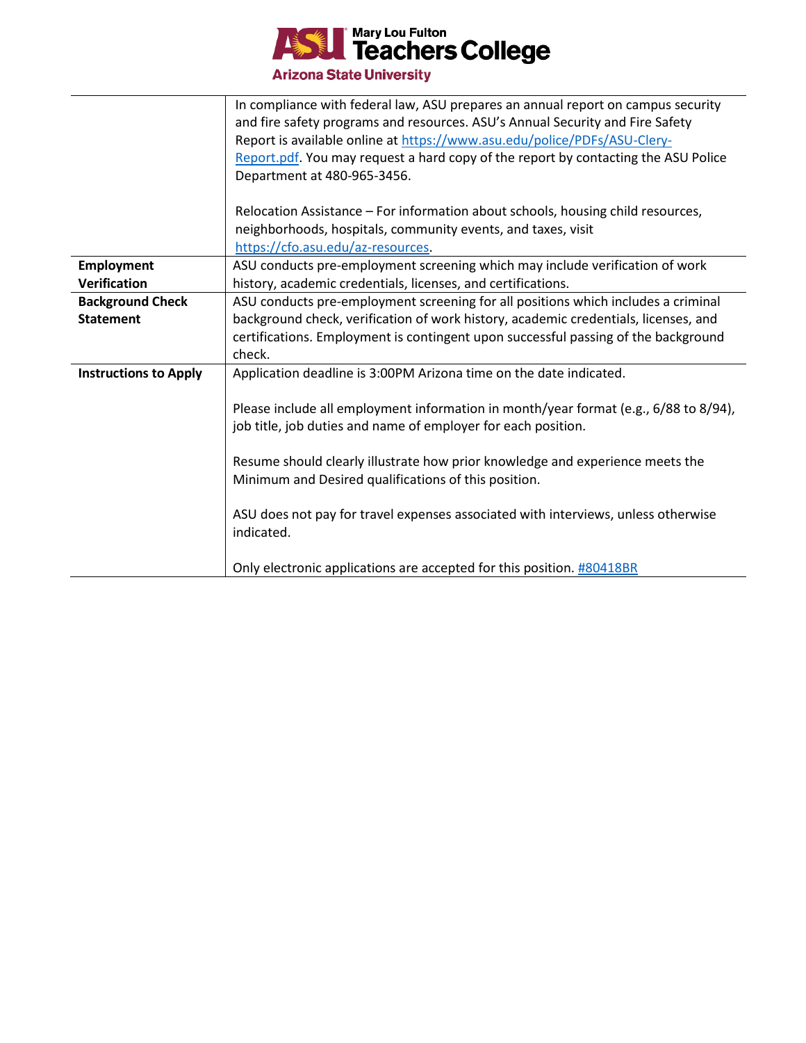| | |
|---|---|
| | In compliance with federal law, ASU prepares an annual report on campus security and fire safety programs and resources. ASU's Annual Security and Fire Safety Report is available online at [https://www.asu.edu/police/PDFs/ASU-Clery-Report.pdf](https://www.asu.edu/police/PDFs/ASU-Clery-Report.pdf). You may request a hard copy of the report by contacting the ASU Police Department at 480-965-3456.<br><br>Relocation Assistance – For information about schools, housing child resources, neighborhoods, hospitals, community events, and taxes, visit [https://cfo.asu.edu/az-resources](https://cfo.asu.edu/az-resources). |
| **Employment Verification** | ASU conducts pre-employment screening which may include verification of work history, academic credentials, licenses, and certifications. |
| **Background Check Statement** | ASU conducts pre-employment screening for all positions which includes a criminal background check, verification of work history, academic credentials, licenses, and certifications. Employment is contingent upon successful passing of the background check. |
| **Instructions to Apply** | Application deadline is 3:00PM Arizona time on the date indicated.<br><br>Please include all employment information in month/year format (e.g., 6/88 to 8/94), job title, job duties and name of employer for each position.<br><br>Resume should clearly illustrate how prior knowledge and experience meets the Minimum and Desired qualifications of this position.<br><br>ASU does not pay for travel expenses associated with interviews, unless otherwise indicated.<br><br>Only electronic applications are accepted for this position. #80418BR |